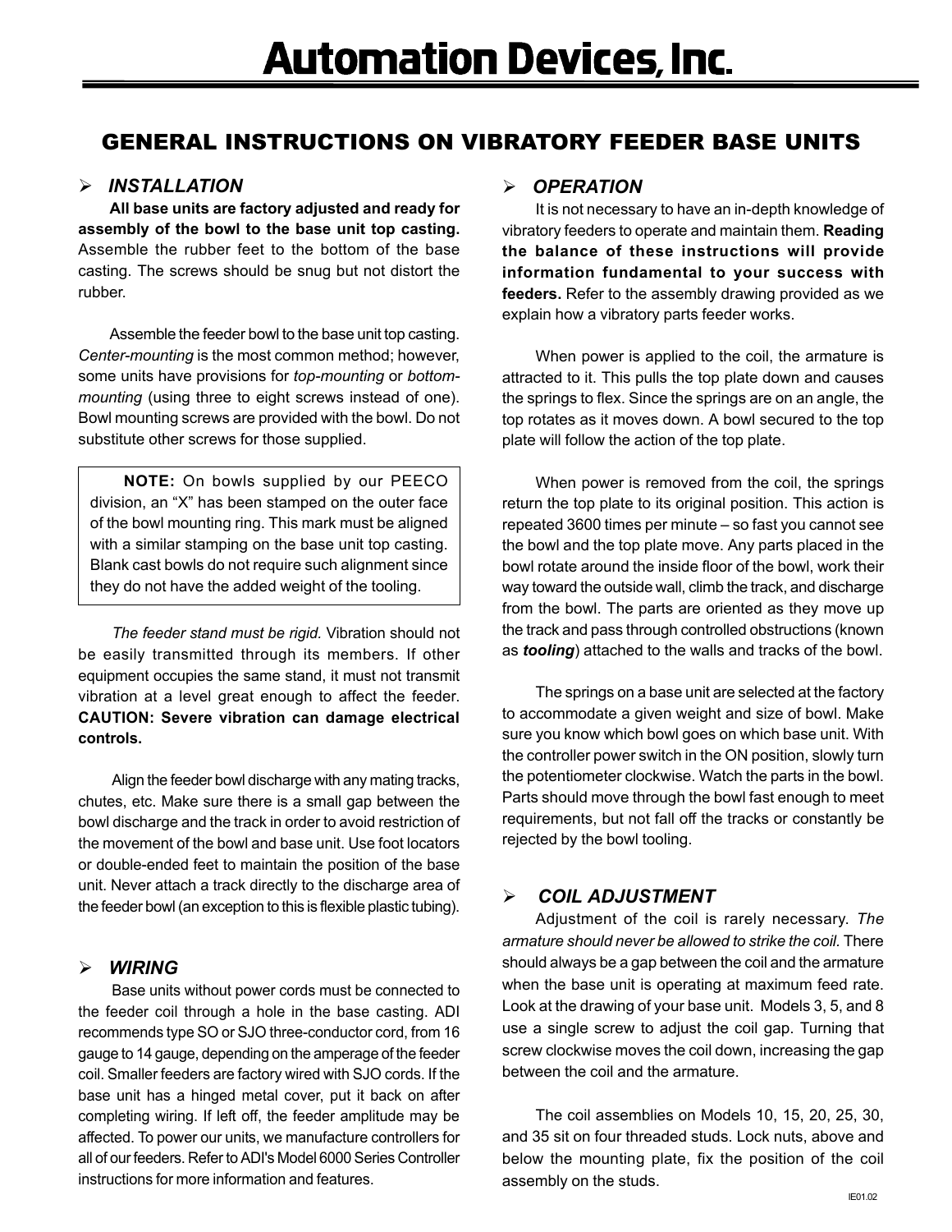# Automation Devices, Inc.

## GENERAL INSTRUCTIONS ON VIBRATORY FEEDER BASE UNITS

### ➢ *INSTALLATION*

**All base units are factory adjusted and ready for assembly of the bowl to the base unit top casting.** Assemble the rubber feet to the bottom of the base casting. The screws should be snug but not distort the rubber.

Assemble the feeder bowl to the base unit top casting. *Center-mounting* is the most common method; however, some units have provisions for *top-mounting* or *bottom-mounting* (using three to eight screws instead of one). Bowl mounting screws are provided with the bowl. Do not substitute other screws for those supplied.

> **NOTE:** On bowls supplied by our PEECO division, an “X” has been stamped on the outer face of the bowl mounting ring. This mark must be aligned with a similar stamping on the base unit top casting. Blank cast bowls do not require such alignment since they do not have the added weight of the tooling.

*The feeder stand must be rigid.* Vibration should not be easily transmitted through its members. If other equipment occupies the same stand, it must not transmit vibration at a level great enough to affect the feeder. **CAUTION: Severe vibration can damage electrical controls.**

Align the feeder bowl discharge with any mating tracks, chutes, etc. Make sure there is a small gap between the bowl discharge and the track in order to avoid restriction of the movement of the bowl and base unit. Use foot locators or double-ended feet to maintain the position of the base unit. Never attach a track directly to the discharge area of the feeder bowl (an exception to this is flexible plastic tubing).

### ➢ *WIRING*

Base units without power cords must be connected to the feeder coil through a hole in the base casting. ADI recommends type SO or SJO three-conductor cord, from 16 gauge to 14 gauge, depending on the amperage of the feeder coil. Smaller feeders are factory wired with SJO cords. If the base unit has a hinged metal cover, put it back on after completing wiring. If left off, the feeder amplitude may be affected. To power our units, we manufacture controllers for all of our feeders. Refer to ADI's Model 6000 Series Controller instructions for more information and features.

### ➢ *OPERATION*

It is not necessary to have an in-depth knowledge of vibratory feeders to operate and maintain them. **Reading the balance of these instructions will provide information fundamental to your success with feeders.** Refer to the assembly drawing provided as we explain how a vibratory parts feeder works.

When power is applied to the coil, the armature is attracted to it. This pulls the top plate down and causes the springs to flex. Since the springs are on an angle, the top rotates as it moves down. A bowl secured to the top plate will follow the action of the top plate.

When power is removed from the coil, the springs return the top plate to its original position. This action is repeated 3600 times per minute – so fast you cannot see the bowl and the top plate move. Any parts placed in the bowl rotate around the inside floor of the bowl, work their way toward the outside wall, climb the track, and discharge from the bowl. The parts are oriented as they move up the track and pass through controlled obstructions (known as ***tooling***) attached to the walls and tracks of the bowl.

The springs on a base unit are selected at the factory to accommodate a given weight and size of bowl. Make sure you know which bowl goes on which base unit. With the controller power switch in the ON position, slowly turn the potentiometer clockwise. Watch the parts in the bowl. Parts should move through the bowl fast enough to meet requirements, but not fall off the tracks or constantly be rejected by the bowl tooling.

### ➢ *COIL ADJUSTMENT*

Adjustment of the coil is rarely necessary. *The armature should never be allowed to strike the coil.* There should always be a gap between the coil and the armature when the base unit is operating at maximum feed rate. Look at the drawing of your base unit. Models 3, 5, and 8 use a single screw to adjust the coil gap. Turning that screw clockwise moves the coil down, increasing the gap between the coil and the armature.

The coil assemblies on Models 10, 15, 20, 25, 30, and 35 sit on four threaded studs. Lock nuts, above and below the mounting plate, fix the position of the coil assembly on the studs.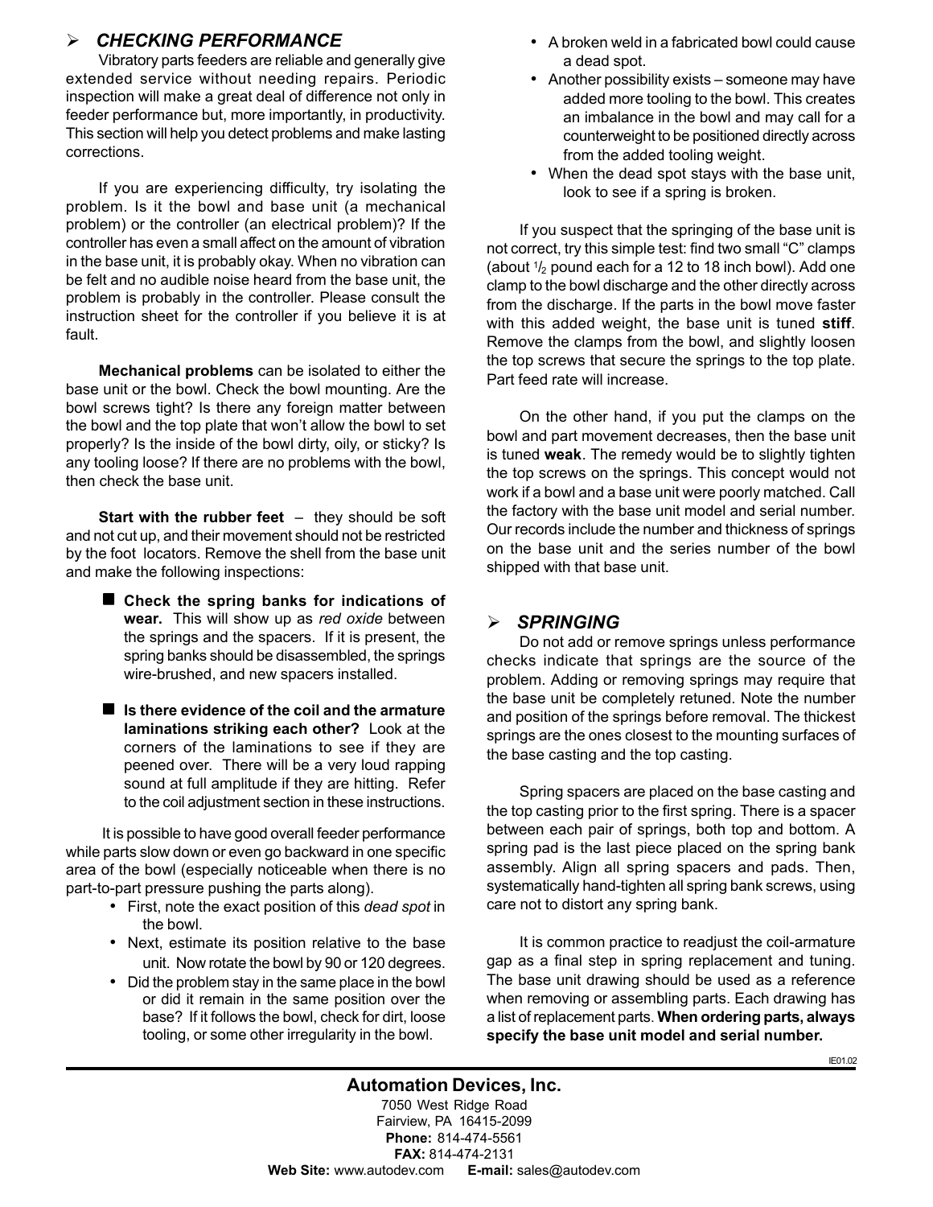## CHECKING PERFORMANCE

Vibratory parts feeders are reliable and generally give extended service without needing repairs. Periodic inspection will make a great deal of difference not only in feeder performance but, more importantly, in productivity. This section will help you detect problems and make lasting corrections.

If you are experiencing difficulty, try isolating the problem. Is it the bowl and base unit (a mechanical problem) or the controller (an electrical problem)? If the controller has even a small affect on the amount of vibration in the base unit, it is probably okay. When no vibration can be felt and no audible noise heard from the base unit, the problem is probably in the controller. Please consult the instruction sheet for the controller if you believe it is at fault.

**Mechanical problems** can be isolated to either the base unit or the bowl. Check the bowl mounting. Are the bowl screws tight? Is there any foreign matter between the bowl and the top plate that won't allow the bowl to set properly? Is the inside of the bowl dirty, oily, or sticky? Is any tooling loose? If there are no problems with the bowl, then check the base unit.

**Start with the rubber feet** – they should be soft and not cut up, and their movement should not be restricted by the foot locators. Remove the shell from the base unit and make the following inspections:

- **Check the spring banks for indications of wear.** This will show up as *red oxide* between the springs and the spacers. If it is present, the spring banks should be disassembled, the springs wire-brushed, and new spacers installed.
- **Is there evidence of the coil and the armature laminations striking each other?** Look at the corners of the laminations to see if they are peened over. There will be a very loud rapping sound at full amplitude if they are hitting. Refer to the coil adjustment section in these instructions.

It is possible to have good overall feeder performance while parts slow down or even go backward in one specific area of the bowl (especially noticeable when there is no part-to-part pressure pushing the parts along).

- First, note the exact position of this *dead spot* in the bowl.
- Next, estimate its position relative to the base unit. Now rotate the bowl by 90 or 120 degrees.
- Did the problem stay in the same place in the bowl or did it remain in the same position over the base? If it follows the bowl, check for dirt, loose tooling, or some other irregularity in the bowl.
- A broken weld in a fabricated bowl could cause a dead spot.
- Another possibility exists – someone may have added more tooling to the bowl. This creates an imbalance in the bowl and may call for a counterweight to be positioned directly across from the added tooling weight.
- When the dead spot stays with the base unit, look to see if a spring is broken.

If you suspect that the springing of the base unit is not correct, try this simple test: find two small "C" clamps (about 1/2 pound each for a 12 to 18 inch bowl). Add one clamp to the bowl discharge and the other directly across from the discharge. If the parts in the bowl move faster with this added weight, the base unit is tuned **stiff**. Remove the clamps from the bowl, and slightly loosen the top screws that secure the springs to the top plate. Part feed rate will increase.

On the other hand, if you put the clamps on the bowl and part movement decreases, then the base unit is tuned **weak**. The remedy would be to slightly tighten the top screws on the springs. This concept would not work if a bowl and a base unit were poorly matched. Call the factory with the base unit model and serial number. Our records include the number and thickness of springs on the base unit and the series number of the bowl shipped with that base unit.

## SPRINGING

Do not add or remove springs unless performance checks indicate that springs are the source of the problem. Adding or removing springs may require that the base unit be completely retuned. Note the number and position of the springs before removal. The thickest springs are the ones closest to the mounting surfaces of the base casting and the top casting.

Spring spacers are placed on the base casting and the top casting prior to the first spring. There is a spacer between each pair of springs, both top and bottom. A spring pad is the last piece placed on the spring bank assembly. Align all spring spacers and pads. Then, systematically hand-tighten all spring bank screws, using care not to distort any spring bank.

It is common practice to readjust the coil-armature gap as a final step in spring replacement and tuning. The base unit drawing should be used as a reference when removing or assembling parts. Each drawing has a list of replacement parts. **When ordering parts, always specify the base unit model and serial number.**

IE01.02

**Automation Devices, Inc.**
7050 West Ridge Road
Fairview, PA 16415-2099
**Phone:** 814-474-5561
**FAX:** 814-474-2131
**Web Site:** www.autodev.com **E-mail:** sales@autodev.com